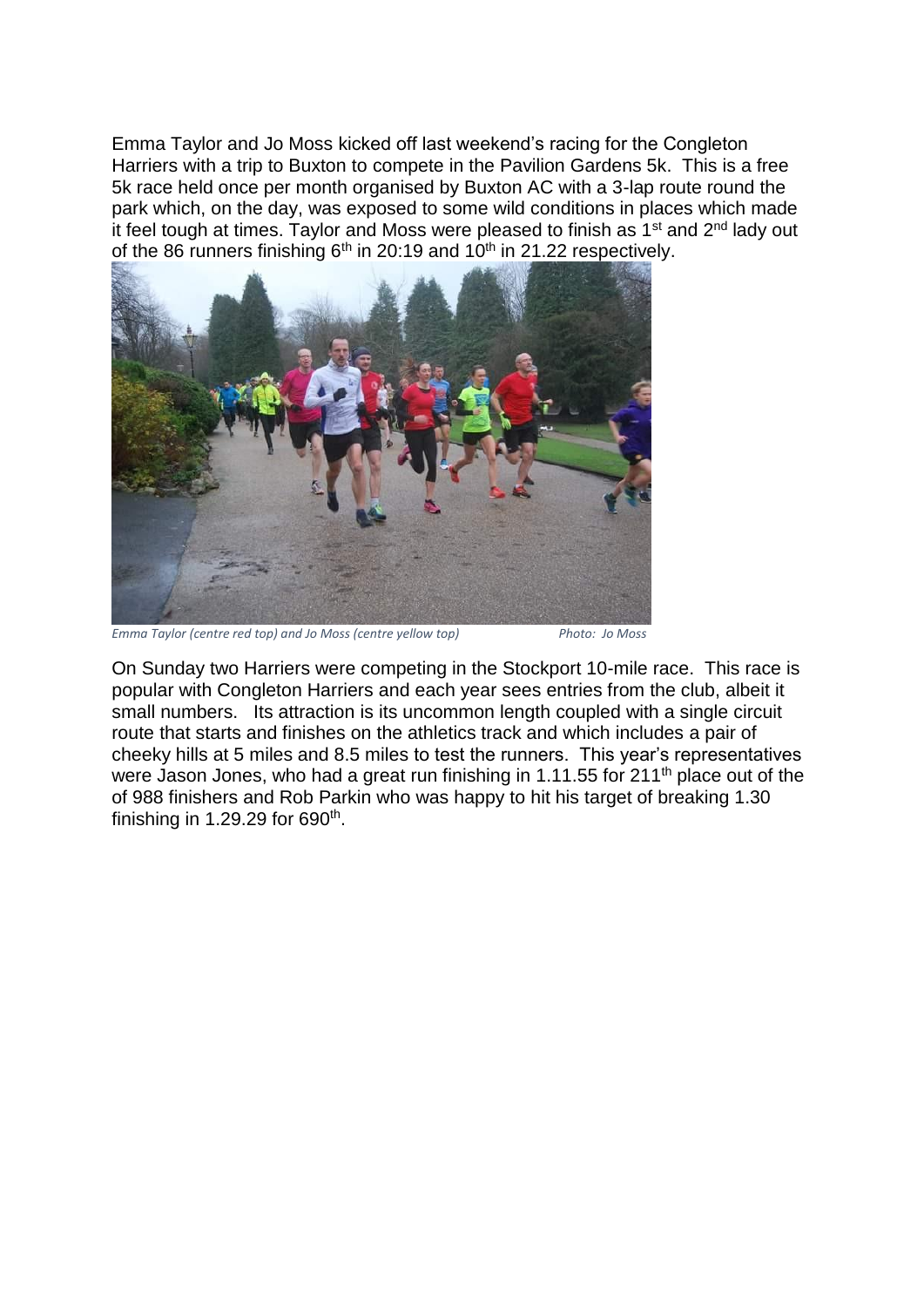Emma Taylor and Jo Moss kicked off last weekend's racing for the Congleton Harriers with a trip to Buxton to compete in the Pavilion Gardens 5k. This is a free 5k race held once per month organised by Buxton AC with a 3-lap route round the park which, on the day, was exposed to some wild conditions in places which made it feel tough at times. Taylor and Moss were pleased to finish as 1st and 2nd lady out of the 86 runners finishing 6th in 20:19 and 10th in 21.22 respectively.

*Emma Taylor (centre red top) and Jo Moss (centre yellow top)* *Photo: Jo Moss*

On Sunday two Harriers were competing in the Stockport 10-mile race. This race is popular with Congleton Harriers and each year sees entries from the club, albeit it small numbers. Its attraction is its uncommon length coupled with a single circuit route that starts and finishes on the athletics track and which includes a pair of cheeky hills at 5 miles and 8.5 miles to test the runners. This year's representatives were Jason Jones, who had a great run finishing in 1.11.55 for 211th place out of the of 988 finishers and Rob Parkin who was happy to hit his target of breaking 1.30 finishing in 1.29.29 for 690th.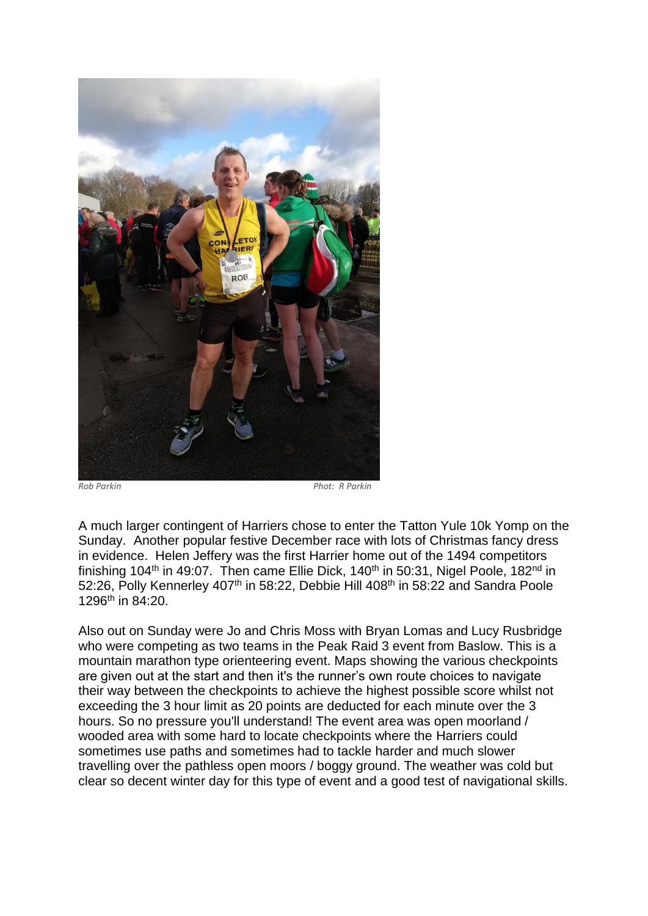*Rob Parkin* *Phot: R Parkin*

A much larger contingent of Harriers chose to enter the Tatton Yule 10k Yomp on the Sunday. Another popular festive December race with lots of Christmas fancy dress in evidence. Helen Jeffery was the first Harrier home out of the 1494 competitors finishing 104th in 49:07. Then came Ellie Dick, 140th in 50:31, Nigel Poole, 182nd in 52:26, Polly Kennerley 407th in 58:22, Debbie Hill 408th in 58:22 and Sandra Poole 1296th in 84:20.

Also out on Sunday were Jo and Chris Moss with Bryan Lomas and Lucy Rusbridge who were competing as two teams in the Peak Raid 3 event from Baslow. This is a mountain marathon type orienteering event. Maps showing the various checkpoints are given out at the start and then it's the runner's own route choices to navigate their way between the checkpoints to achieve the highest possible score whilst not exceeding the 3 hour limit as 20 points are deducted for each minute over the 3 hours. So no pressure you'll understand! The event area was open moorland / wooded area with some hard to locate checkpoints where the Harriers could sometimes use paths and sometimes had to tackle harder and much slower travelling over the pathless open moors / boggy ground. The weather was cold but clear so decent winter day for this type of event and a good test of navigational skills.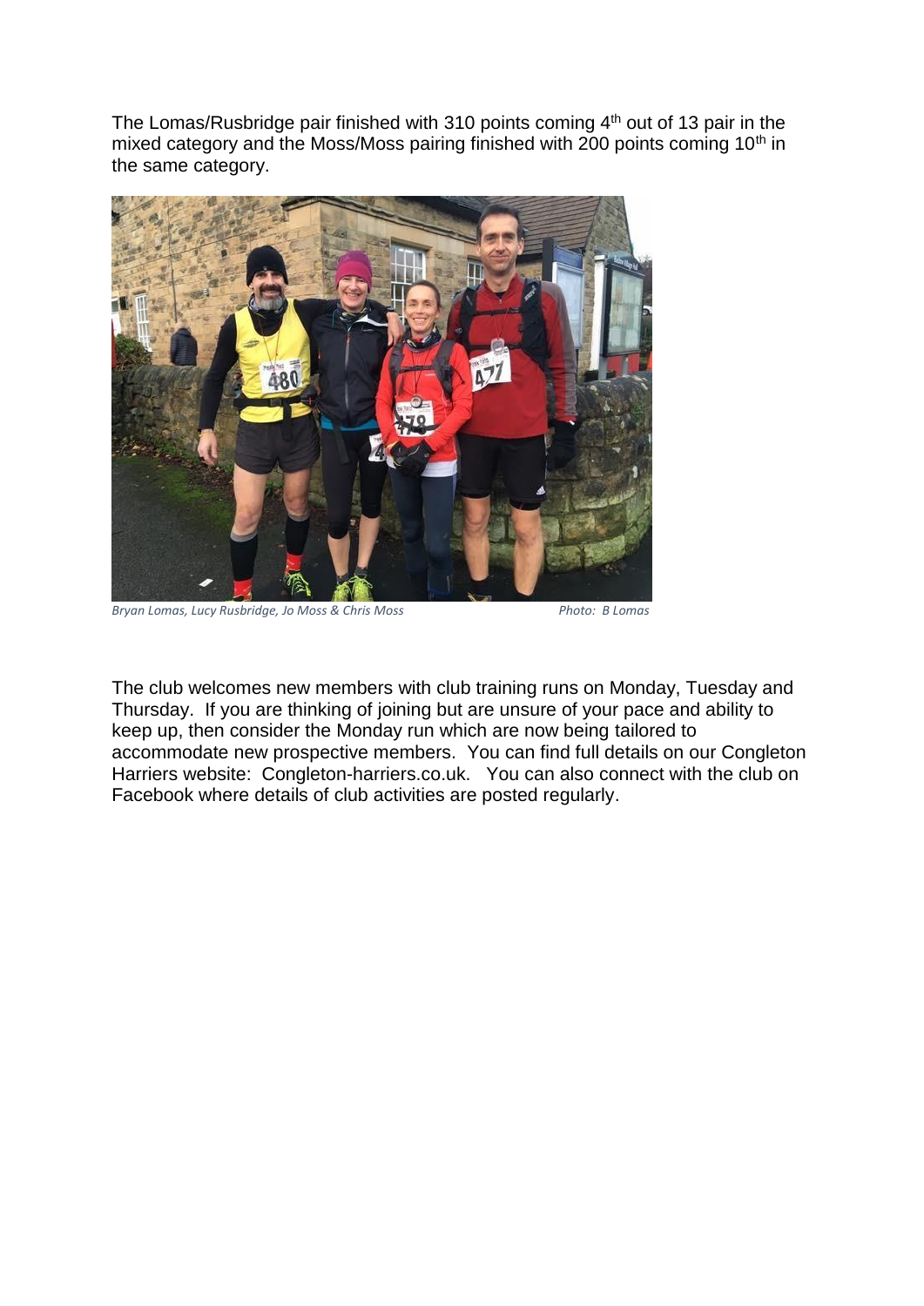The Lomas/Rusbridge pair finished with 310 points coming 4th out of 13 pair in the mixed category and the Moss/Moss pairing finished with 200 points coming 10th in the same category.

*Bryan Lomas, Lucy Rusbridge, Jo Moss & Chris Moss* *Photo: B Lomas*

The club welcomes new members with club training runs on Monday, Tuesday and Thursday. If you are thinking of joining but are unsure of your pace and ability to keep up, then consider the Monday run which are now being tailored to accommodate new prospective members. You can find full details on our Congleton Harriers website: Congleton-harriers.co.uk. You can also connect with the club on Facebook where details of club activities are posted regularly.